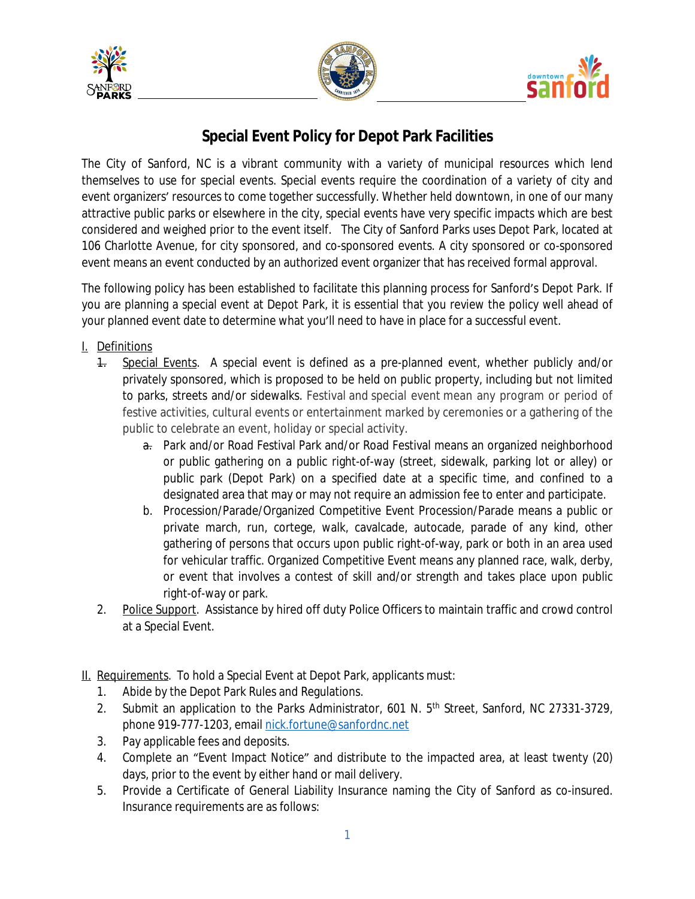# Special Event Policy for Depot Park Facilities

The City of Sanford, NC is a vibrant community with a variety of municipal resources which lend themselves to use for special events. Special events require the coordination of a variety of city and event organizers' resources to come together successfully. Whether held downtown, in one of our many attractive public parks or elsewhere in the city, special events have very specific impacts which are best considered and weighed prior to the event itself. The City of Sanford Parks uses Depot Park, located at 106 Charlotte Avenue, for city sponsored, and co-sponsored events. A city sponsored or co-sponsored event means an event conducted by an authorized event organizer that has received formal approval.

The following policy has been established to facilitate this planning process for Sanford's Depot Park. If you are planning a special event at Depot Park, it is essential that you review the policy well ahead of your planned event date to determine what you'll need to have in place for a successful event.

I. Definitions

1. Special Events. A special event is defined as a pre-planned event, whether publicly and/or privately sponsored, which is proposed to be held on public property, including but not limited to parks, streets and/or sidewalks. Festival and special event mean any program or period of festive activities, cultural events or entertainment marked by ceremonies or a gathering of the public to celebrate an event, holiday or special activity.
   a. Park and/or Road Festival Park and/or Road Festival means an organized neighborhood or public gathering on a public right-of-way (street, sidewalk, parking lot or alley) or public park (Depot Park) on a specified date at a specific time, and confined to a designated area that may or may not require an admission fee to enter and participate.
   b. Procession/Parade/Organized Competitive Event Procession/Parade means a public or private march, run, cortege, walk, cavalcade, autocade, parade of any kind, other gathering of persons that occurs upon public right-of-way, park or both in an area used for vehicular traffic. Organized Competitive Event means any planned race, walk, derby, or event that involves a contest of skill and/or strength and takes place upon public right-of-way or park.
2. Police Support. Assistance by hired off duty Police Officers to maintain traffic and crowd control at a Special Event.

II. Requirements. To hold a Special Event at Depot Park, applicants must:

1. Abide by the Depot Park Rules and Regulations.
2. Submit an application to the Parks Administrator, 601 N. 5th Street, Sanford, NC 27331-3729, phone 919-777-1203, email nick.fortune@sanfordnc.net
3. Pay applicable fees and deposits.
4. Complete an "Event Impact Notice" and distribute to the impacted area, at least twenty (20) days, prior to the event by either hand or mail delivery.
5. Provide a Certificate of General Liability Insurance naming the City of Sanford as co-insured. Insurance requirements are as follows: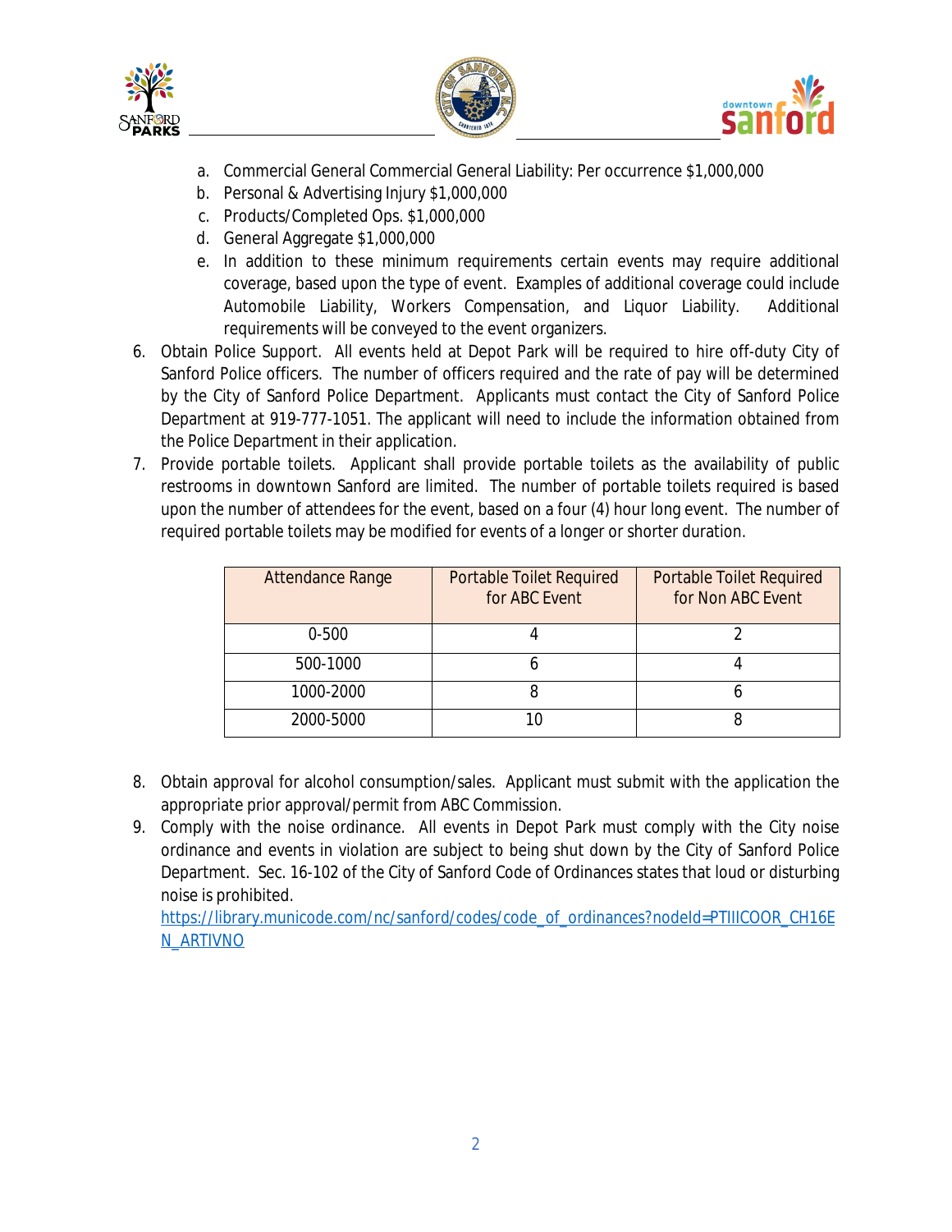a. Commercial General Commercial General Liability: Per occurrence $1,000,000
   b. Personal & Advertising Injury $1,000,000
   c. Products/Completed Ops. $1,000,000
   d. General Aggregate $1,000,000
   e. In addition to these minimum requirements certain events may require additional coverage, based upon the type of event. Examples of additional coverage could include Automobile Liability, Workers Compensation, and Liquor Liability. Additional requirements will be conveyed to the event organizers.

6. Obtain Police Support. All events held at Depot Park will be required to hire off-duty City of Sanford Police officers. The number of officers required and the rate of pay will be determined by the City of Sanford Police Department. Applicants must contact the City of Sanford Police Department at 919-777-1051. The applicant will need to include the information obtained from the Police Department in their application.
7. Provide portable toilets. Applicant shall provide portable toilets as the availability of public restrooms in downtown Sanford are limited. The number of portable toilets required is based upon the number of attendees for the event, based on a four (4) hour long event. The number of required portable toilets may be modified for events of a longer or shorter duration.

| Attendance Range | Portable Toilet Required for ABC Event | Portable Toilet Required for Non ABC Event |
|---|---|---|
| 0-500 | 4 | 2 |
| 500-1000 | 6 | 4 |
| 1000-2000 | 8 | 6 |
| 2000-5000 | 10 | 8 |

8. Obtain approval for alcohol consumption/sales. Applicant must submit with the application the appropriate prior approval/permit from ABC Commission.
9. Comply with the noise ordinance. All events in Depot Park must comply with the City noise ordinance and events in violation are subject to being shut down by the City of Sanford Police Department. Sec. 16-102 of the City of Sanford Code of Ordinances states that loud or disturbing noise is prohibited.
   https://library.municode.com/nc/sanford/codes/code_of_ordinances?nodeId=PTIIICOOR_CH16EN_ARTIVNO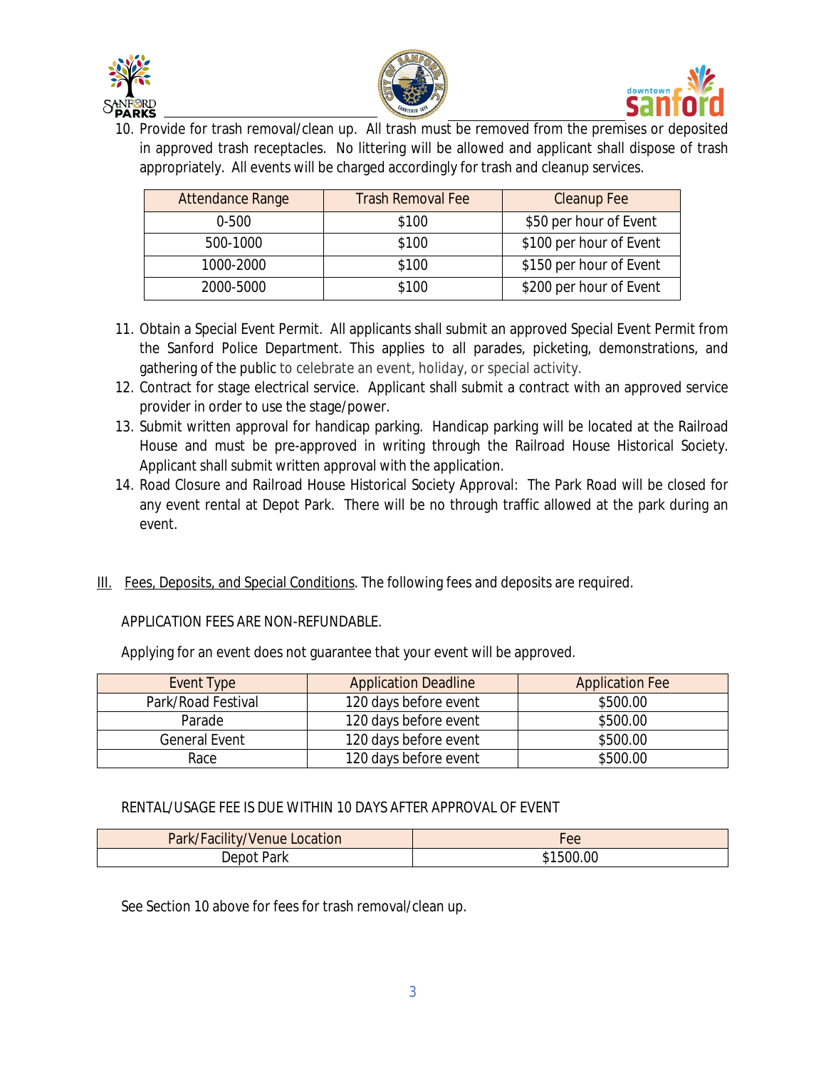10. Provide for trash removal/clean up. All trash must be removed from the premises or deposited in approved trash receptacles. No littering will be allowed and applicant shall dispose of trash appropriately. All events will be charged accordingly for trash and cleanup services.

| Attendance Range | Trash Removal Fee | Cleanup Fee |
|---|---|---|
| 0-500 | $100 | $50 per hour of Event |
| 500-1000 | $100 | $100 per hour of Event |
| 1000-2000 | $100 | $150 per hour of Event |
| 2000-5000 | $100 | $200 per hour of Event |

11. Obtain a Special Event Permit. All applicants shall submit an approved Special Event Permit from the Sanford Police Department. This applies to all parades, picketing, demonstrations, and gathering of the public to celebrate an event, holiday, or special activity.
12. Contract for stage electrical service. Applicant shall submit a contract with an approved service provider in order to use the stage/power.
13. Submit written approval for handicap parking. Handicap parking will be located at the Railroad House and must be pre-approved in writing through the Railroad House Historical Society. Applicant shall submit written approval with the application.
14. Road Closure and Railroad House Historical Society Approval: The Park Road will be closed for any event rental at Depot Park. There will be no through traffic allowed at the park during an event.

III. Fees, Deposits, and Special Conditions. The following fees and deposits are required.

APPLICATION FEES ARE NON-REFUNDABLE.

Applying for an event does not guarantee that your event will be approved.

| Event Type | Application Deadline | Application Fee |
|---|---|---|
| Park/Road Festival | 120 days before event | $500.00 |
| Parade | 120 days before event | $500.00 |
| General Event | 120 days before event | $500.00 |
| Race | 120 days before event | $500.00 |

RENTAL/USAGE FEE IS DUE WITHIN 10 DAYS AFTER APPROVAL OF EVENT

| Park/Facility/Venue Location | Fee |
|---|---|
| Depot Park | $1500.00 |

See Section 10 above for fees for trash removal/clean up.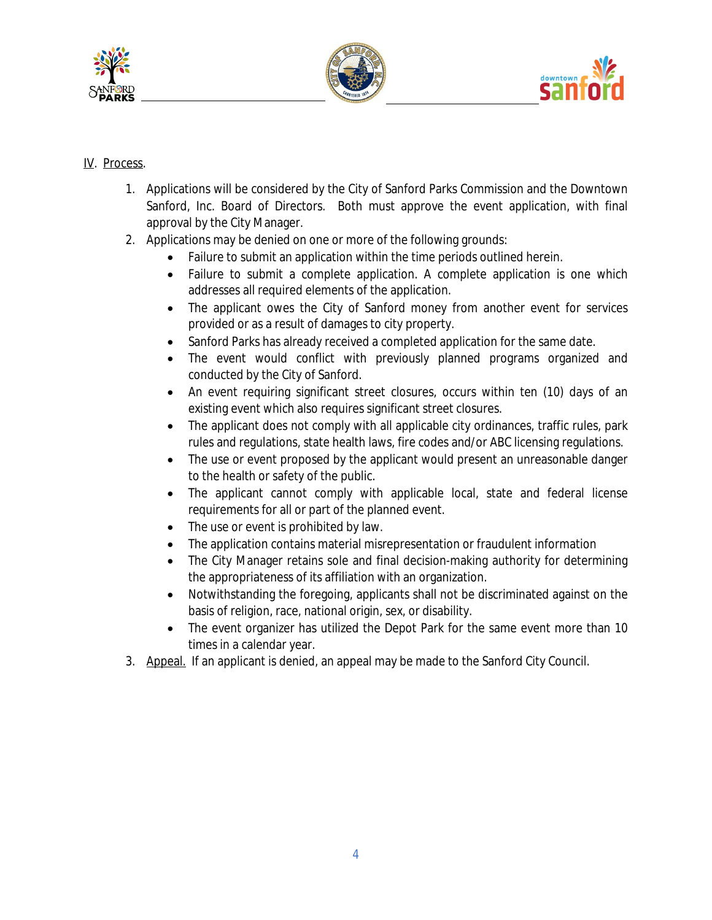IV. Process.

1. Applications will be considered by the City of Sanford Parks Commission and the Downtown Sanford, Inc. Board of Directors. Both must approve the event application, with final approval by the City Manager.
2. Applications may be denied on one or more of the following grounds:
   - Failure to submit an application within the time periods outlined herein.
   - Failure to submit a complete application. A complete application is one which addresses all required elements of the application.
   - The applicant owes the City of Sanford money from another event for services provided or as a result of damages to city property.
   - Sanford Parks has already received a completed application for the same date.
   - The event would conflict with previously planned programs organized and conducted by the City of Sanford.
   - An event requiring significant street closures, occurs within ten (10) days of an existing event which also requires significant street closures.
   - The applicant does not comply with all applicable city ordinances, traffic rules, park rules and regulations, state health laws, fire codes and/or ABC licensing regulations.
   - The use or event proposed by the applicant would present an unreasonable danger to the health or safety of the public.
   - The applicant cannot comply with applicable local, state and federal license requirements for all or part of the planned event.
   - The use or event is prohibited by law.
   - The application contains material misrepresentation or fraudulent information
   - The City Manager retains sole and final decision-making authority for determining the appropriateness of its affiliation with an organization.
   - Notwithstanding the foregoing, applicants shall not be discriminated against on the basis of religion, race, national origin, sex, or disability.
   - The event organizer has utilized the Depot Park for the same event more than 10 times in a calendar year.
3. Appeal. If an applicant is denied, an appeal may be made to the Sanford City Council.